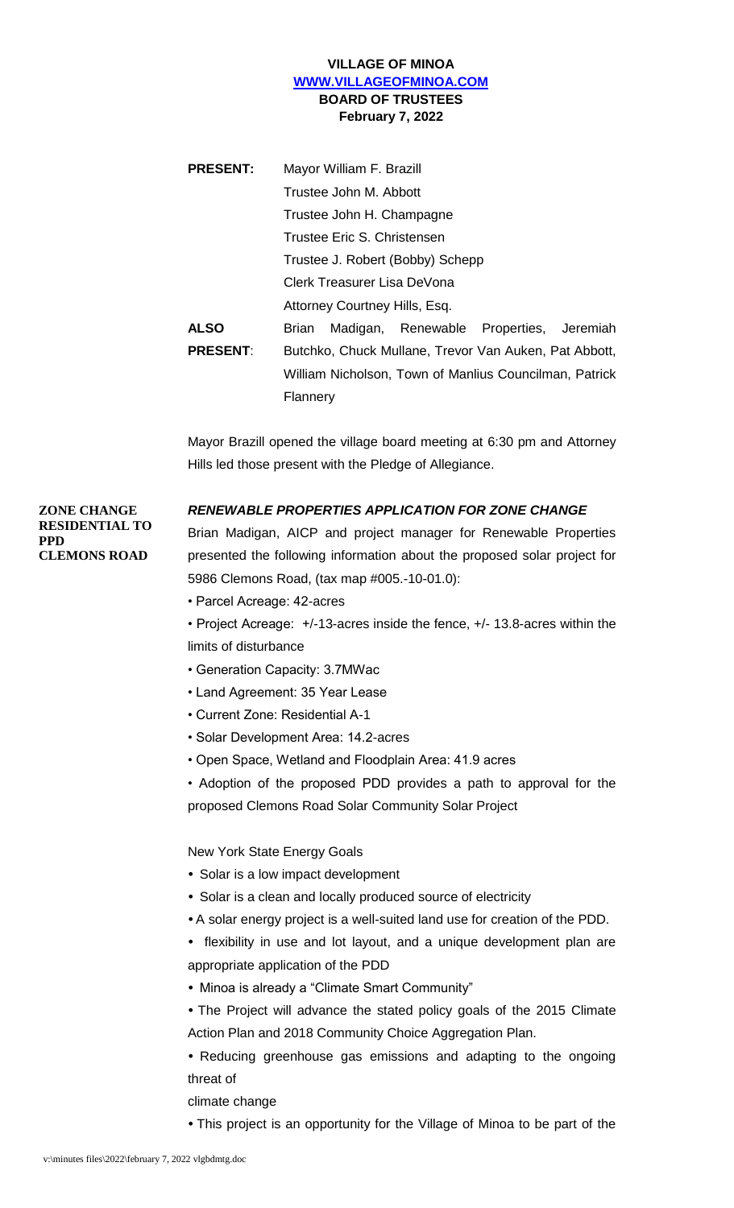**VILLAGE OF MINOA**
**WWW.VILLAGEOFMINOA.COM**
**BOARD OF TRUSTEES**
**February 7, 2022**

**PRESENT:** Mayor William F. Brazill
Trustee John M. Abbott
Trustee John H. Champagne
Trustee Eric S. Christensen
Trustee J. Robert (Bobby) Schepp
Clerk Treasurer Lisa DeVona
Attorney Courtney Hills, Esq.

**ALSO PRESENT**: Brian Madigan, Renewable Properties, Jeremiah Butchko, Chuck Mullane, Trevor Van Auken, Pat Abbott, William Nicholson, Town of Manlius Councilman, Patrick Flannery

Mayor Brazill opened the village board meeting at 6:30 pm and Attorney Hills led those present with the Pledge of Allegiance.

**ZONE CHANGE RESIDENTIAL TO PPD CLEMONS ROAD**

***RENEWABLE PROPERTIES APPLICATION FOR ZONE CHANGE***

Brian Madigan, AICP and project manager for Renewable Properties presented the following information about the proposed solar project for 5986 Clemons Road, (tax map #005.-10-01.0):

- Parcel Acreage: 42-acres
- Project Acreage: +/-13-acres inside the fence, +/- 13.8-acres within the limits of disturbance
- Generation Capacity: 3.7MWac
- Land Agreement: 35 Year Lease
- Current Zone: Residential A-1
- Solar Development Area: 14.2-acres
- Open Space, Wetland and Floodplain Area: 41.9 acres
- Adoption of the proposed PDD provides a path to approval for the proposed Clemons Road Solar Community Solar Project

New York State Energy Goals

- Solar is a low impact development
- Solar is a clean and locally produced source of electricity
- A solar energy project is a well-suited land use for creation of the PDD.
- flexibility in use and lot layout, and a unique development plan are appropriate application of the PDD
- Minoa is already a "Climate Smart Community"
- The Project will advance the stated policy goals of the 2015 Climate Action Plan and 2018 Community Choice Aggregation Plan.
- Reducing greenhouse gas emissions and adapting to the ongoing threat of climate change
- This project is an opportunity for the Village of Minoa to be part of the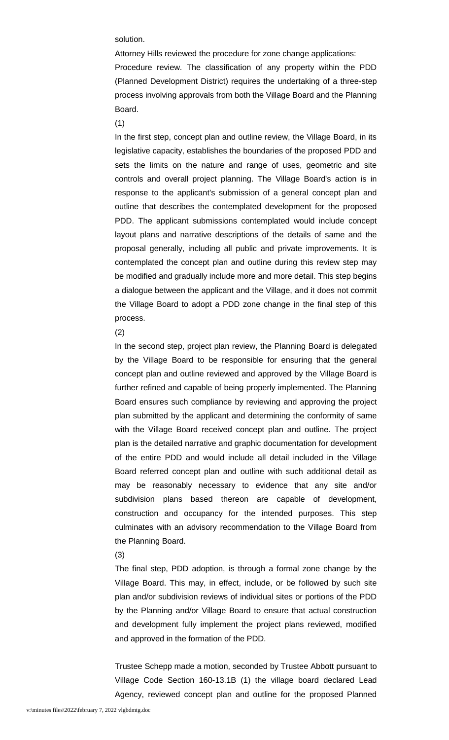solution.

Attorney Hills reviewed the procedure for zone change applications:

Procedure review. The classification of any property within the PDD (Planned Development District) requires the undertaking of a three-step process involving approvals from both the Village Board and the Planning Board.

(1)

In the first step, concept plan and outline review, the Village Board, in its legislative capacity, establishes the boundaries of the proposed PDD and sets the limits on the nature and range of uses, geometric and site controls and overall project planning. The Village Board's action is in response to the applicant's submission of a general concept plan and outline that describes the contemplated development for the proposed PDD. The applicant submissions contemplated would include concept layout plans and narrative descriptions of the details of same and the proposal generally, including all public and private improvements. It is contemplated the concept plan and outline during this review step may be modified and gradually include more and more detail. This step begins a dialogue between the applicant and the Village, and it does not commit the Village Board to adopt a PDD zone change in the final step of this process.

(2)

In the second step, project plan review, the Planning Board is delegated by the Village Board to be responsible for ensuring that the general concept plan and outline reviewed and approved by the Village Board is further refined and capable of being properly implemented. The Planning Board ensures such compliance by reviewing and approving the project plan submitted by the applicant and determining the conformity of same with the Village Board received concept plan and outline. The project plan is the detailed narrative and graphic documentation for development of the entire PDD and would include all detail included in the Village Board referred concept plan and outline with such additional detail as may be reasonably necessary to evidence that any site and/or subdivision plans based thereon are capable of development, construction and occupancy for the intended purposes. This step culminates with an advisory recommendation to the Village Board from the Planning Board.

(3)

The final step, PDD adoption, is through a formal zone change by the Village Board. This may, in effect, include, or be followed by such site plan and/or subdivision reviews of individual sites or portions of the PDD by the Planning and/or Village Board to ensure that actual construction and development fully implement the project plans reviewed, modified and approved in the formation of the PDD.

Trustee Schepp made a motion, seconded by Trustee Abbott pursuant to Village Code Section 160-13.1B (1) the village board declared Lead Agency, reviewed concept plan and outline for the proposed Planned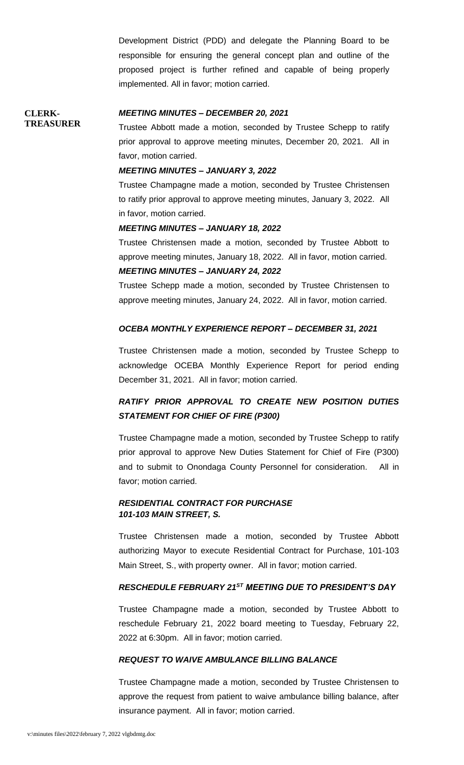Development District (PDD) and delegate the Planning Board to be responsible for ensuring the general concept plan and outline of the proposed project is further refined and capable of being properly implemented. All in favor; motion carried.

**CLERK-TREASURER**

***MEETING MINUTES – DECEMBER 20, 2021***

Trustee Abbott made a motion, seconded by Trustee Schepp to ratify prior approval to approve meeting minutes, December 20, 2021. All in favor, motion carried.

***MEETING MINUTES – JANUARY 3, 2022***

Trustee Champagne made a motion, seconded by Trustee Christensen to ratify prior approval to approve meeting minutes, January 3, 2022. All in favor, motion carried.

***MEETING MINUTES – JANUARY 18, 2022***

Trustee Christensen made a motion, seconded by Trustee Abbott to approve meeting minutes, January 18, 2022. All in favor, motion carried.

***MEETING MINUTES – JANUARY 24, 2022***

Trustee Schepp made a motion, seconded by Trustee Christensen to approve meeting minutes, January 24, 2022. All in favor, motion carried.

***OCEBA MONTHLY EXPERIENCE REPORT – DECEMBER 31, 2021***

Trustee Christensen made a motion, seconded by Trustee Schepp to acknowledge OCEBA Monthly Experience Report for period ending December 31, 2021. All in favor; motion carried.

***RATIFY PRIOR APPROVAL TO CREATE NEW POSITION DUTIES STATEMENT FOR CHIEF OF FIRE (P300)***

Trustee Champagne made a motion, seconded by Trustee Schepp to ratify prior approval to approve New Duties Statement for Chief of Fire (P300) and to submit to Onondaga County Personnel for consideration. All in favor; motion carried.

***RESIDENTIAL CONTRACT FOR PURCHASE 101-103 MAIN STREET, S.***

Trustee Christensen made a motion, seconded by Trustee Abbott authorizing Mayor to execute Residential Contract for Purchase, 101-103 Main Street, S., with property owner. All in favor; motion carried.

***RESCHEDULE FEBRUARY 21ST MEETING DUE TO PRESIDENT'S DAY***

Trustee Champagne made a motion, seconded by Trustee Abbott to reschedule February 21, 2022 board meeting to Tuesday, February 22, 2022 at 6:30pm. All in favor; motion carried.

***REQUEST TO WAIVE AMBULANCE BILLING BALANCE***

Trustee Champagne made a motion, seconded by Trustee Christensen to approve the request from patient to waive ambulance billing balance, after insurance payment. All in favor; motion carried.

v:\minutes files\2022\february 7, 2022 vlgbdmtg.doc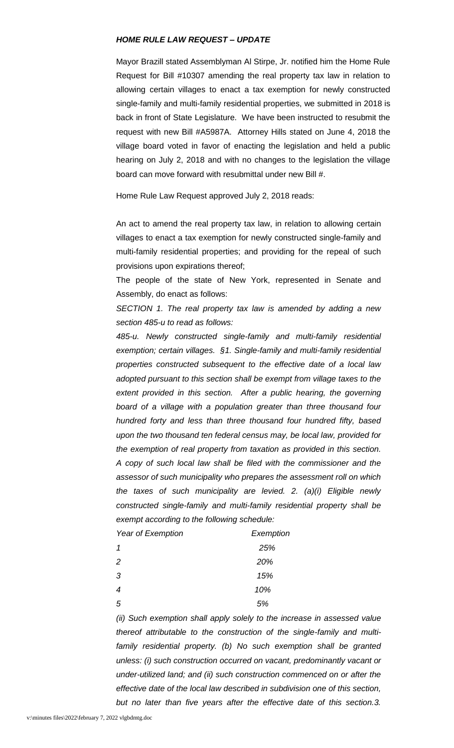***HOME RULE LAW REQUEST – UPDATE***

Mayor Brazill stated Assemblyman Al Stirpe, Jr. notified him the Home Rule Request for Bill #10307 amending the real property tax law in relation to allowing certain villages to enact a tax exemption for newly constructed single-family and multi-family residential properties, we submitted in 2018 is back in front of State Legislature. We have been instructed to resubmit the request with new Bill #A5987A. Attorney Hills stated on June 4, 2018 the village board voted in favor of enacting the legislation and held a public hearing on July 2, 2018 and with no changes to the legislation the village board can move forward with resubmittal under new Bill #.

Home Rule Law Request approved July 2, 2018 reads:

An act to amend the real property tax law, in relation to allowing certain villages to enact a tax exemption for newly constructed single-family and multi-family residential properties; and providing for the repeal of such provisions upon expirations thereof;

The people of the state of New York, represented in Senate and Assembly, do enact as follows:

*SECTION 1. The real property tax law is amended by adding a new section 485-u to read as follows:*

*485-u. Newly constructed single-family and multi-family residential exemption; certain villages. §1. Single-family and multi-family residential properties constructed subsequent to the effective date of a local law adopted pursuant to this section shall be exempt from village taxes to the extent provided in this section. After a public hearing, the governing board of a village with a population greater than three thousand four hundred forty and less than three thousand four hundred fifty, based upon the two thousand ten federal census may, be local law, provided for the exemption of real property from taxation as provided in this section. A copy of such local law shall be filed with the commissioner and the assessor of such municipality who prepares the assessment roll on which the taxes of such municipality are levied. 2. (a)(i) Eligible newly constructed single-family and multi-family residential property shall be exempt according to the following schedule:*

| *Year of Exemption* | *Exemption* |
|---|---|
| *1* | *25%* |
| *2* | *20%* |
| *3* | *15%* |
| *4* | *10%* |
| *5* | *5%* |

*(ii) Such exemption shall apply solely to the increase in assessed value thereof attributable to the construction of the single-family and multi-family residential property. (b) No such exemption shall be granted unless: (i) such construction occurred on vacant, predominantly vacant or under-utilized land; and (ii) such construction commenced on or after the effective date of the local law described in subdivision one of this section, but no later than five years after the effective date of this section.3.*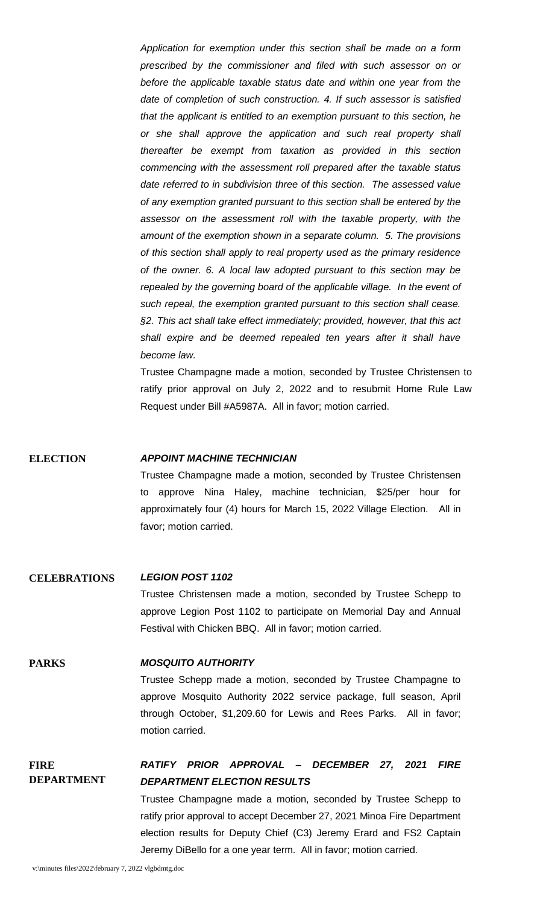*Application for exemption under this section shall be made on a form prescribed by the commissioner and filed with such assessor on or before the applicable taxable status date and within one year from the date of completion of such construction. 4. If such assessor is satisfied that the applicant is entitled to an exemption pursuant to this section, he or she shall approve the application and such real property shall thereafter be exempt from taxation as provided in this section commencing with the assessment roll prepared after the taxable status date referred to in subdivision three of this section. The assessed value of any exemption granted pursuant to this section shall be entered by the assessor on the assessment roll with the taxable property, with the amount of the exemption shown in a separate column. 5. The provisions of this section shall apply to real property used as the primary residence of the owner. 6. A local law adopted pursuant to this section may be repealed by the governing board of the applicable village. In the event of such repeal, the exemption granted pursuant to this section shall cease. §2. This act shall take effect immediately; provided, however, that this act shall expire and be deemed repealed ten years after it shall have become law.*

Trustee Champagne made a motion, seconded by Trustee Christensen to ratify prior approval on July 2, 2022 and to resubmit Home Rule Law Request under Bill #A5987A. All in favor; motion carried.

**ELECTION**

***APPOINT MACHINE TECHNICIAN***

Trustee Champagne made a motion, seconded by Trustee Christensen to approve Nina Haley, machine technician, $25/per hour for approximately four (4) hours for March 15, 2022 Village Election. All in favor; motion carried.

**CELEBRATIONS**

***LEGION POST 1102***

Trustee Christensen made a motion, seconded by Trustee Schepp to approve Legion Post 1102 to participate on Memorial Day and Annual Festival with Chicken BBQ. All in favor; motion carried.

**PARKS**

***MOSQUITO AUTHORITY***

Trustee Schepp made a motion, seconded by Trustee Champagne to approve Mosquito Authority 2022 service package, full season, April through October, $1,209.60 for Lewis and Rees Parks. All in favor; motion carried.

**FIRE DEPARTMENT**

***RATIFY PRIOR APPROVAL – DECEMBER 27, 2021 FIRE DEPARTMENT ELECTION RESULTS***

Trustee Champagne made a motion, seconded by Trustee Schepp to ratify prior approval to accept December 27, 2021 Minoa Fire Department election results for Deputy Chief (C3) Jeremy Erard and FS2 Captain Jeremy DiBello for a one year term. All in favor; motion carried.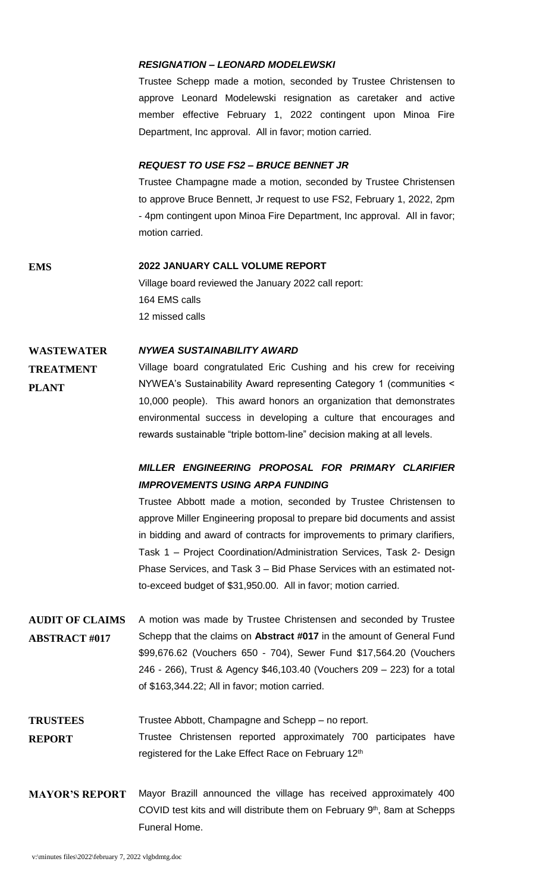***RESIGNATION – LEONARD MODELEWSKI***

Trustee Schepp made a motion, seconded by Trustee Christensen to approve Leonard Modelewski resignation as caretaker and active member effective February 1, 2022 contingent upon Minoa Fire Department, Inc approval. All in favor; motion carried.

***REQUEST TO USE FS2 – BRUCE BENNET JR***

Trustee Champagne made a motion, seconded by Trustee Christensen to approve Bruce Bennett, Jr request to use FS2, February 1, 2022, 2pm - 4pm contingent upon Minoa Fire Department, Inc approval. All in favor; motion carried.

**EMS**

**2022 JANUARY CALL VOLUME REPORT**

Village board reviewed the January 2022 call report:
164 EMS calls
12 missed calls

**WASTEWATER TREATMENT PLANT**

***NYWEA SUSTAINABILITY AWARD***

Village board congratulated Eric Cushing and his crew for receiving NYWEA's Sustainability Award representing Category 1 (communities < 10,000 people). This award honors an organization that demonstrates environmental success in developing a culture that encourages and rewards sustainable "triple bottom-line" decision making at all levels.

***MILLER ENGINEERING PROPOSAL FOR PRIMARY CLARIFIER IMPROVEMENTS USING ARPA FUNDING***

Trustee Abbott made a motion, seconded by Trustee Christensen to approve Miller Engineering proposal to prepare bid documents and assist in bidding and award of contracts for improvements to primary clarifiers, Task 1 – Project Coordination/Administration Services, Task 2- Design Phase Services, and Task 3 – Bid Phase Services with an estimated not-to-exceed budget of $31,950.00. All in favor; motion carried.

**AUDIT OF CLAIMS ABSTRACT #017**

A motion was made by Trustee Christensen and seconded by Trustee Schepp that the claims on **Abstract #017** in the amount of General Fund $99,676.62 (Vouchers 650 - 704), Sewer Fund $17,564.20 (Vouchers 246 - 266), Trust & Agency $46,103.40 (Vouchers 209 – 223) for a total of $163,344.22; All in favor; motion carried.

**TRUSTEES REPORT**

Trustee Abbott, Champagne and Schepp – no report.
Trustee Christensen reported approximately 700 participants have registered for the Lake Effect Race on February 12th

**MAYOR'S REPORT**

Mayor Brazill announced the village has received approximately 400 COVID test kits and will distribute them on February 9th, 8am at Schepps Funeral Home.

v:\minutes files\2022\february 7, 2022 vlgbdmtg.doc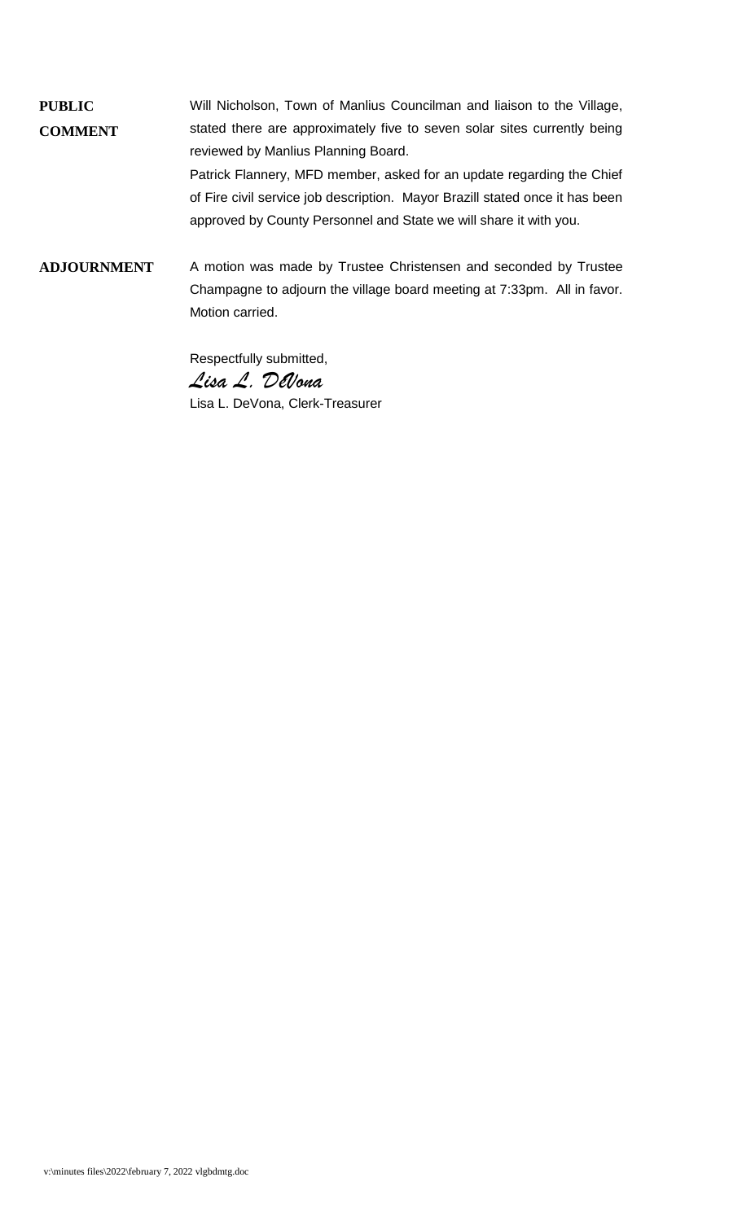**PUBLIC COMMENT**

Will Nicholson, Town of Manlius Councilman and liaison to the Village, stated there are approximately five to seven solar sites currently being reviewed by Manlius Planning Board.

Patrick Flannery, MFD member, asked for an update regarding the Chief of Fire civil service job description. Mayor Brazill stated once it has been approved by County Personnel and State we will share it with you.

**ADJOURNMENT**

A motion was made by Trustee Christensen and seconded by Trustee Champagne to adjourn the village board meeting at 7:33pm. All in favor. Motion carried.

Respectfully submitted,

*Lisa L. DeVona*

Lisa L. DeVona, Clerk-Treasurer

v:\minutes files\2022\february 7, 2022 vlgbdmtg.doc